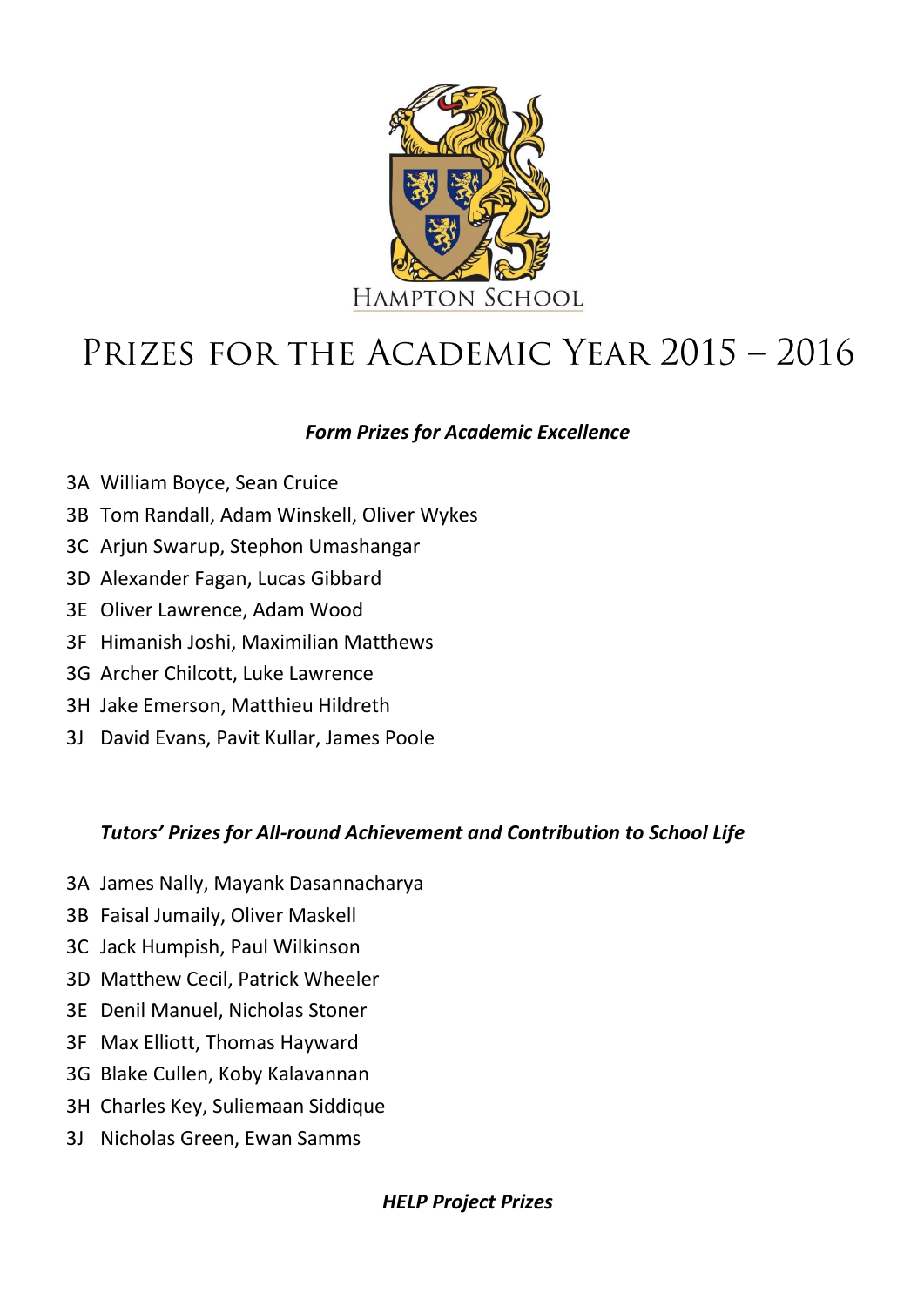HAMPTON SCHOOL

# PRIZES FOR THE ACADEMIC YEAR 2015 – 2016

***Form Prizes for Academic Excellence***

3A William Boyce, Sean Cruice
3B Tom Randall, Adam Winskell, Oliver Wykes
3C Arjun Swarup, Stephon Umashangar
3D Alexander Fagan, Lucas Gibbard
3E Oliver Lawrence, Adam Wood
3F Himanish Joshi, Maximilian Matthews
3G Archer Chilcott, Luke Lawrence
3H Jake Emerson, Matthieu Hildreth
3J David Evans, Pavit Kullar, James Poole

***Tutors' Prizes for All-round Achievement and Contribution to School Life***

3A James Nally, Mayank Dasannacharya
3B Faisal Jumaily, Oliver Maskell
3C Jack Humpish, Paul Wilkinson
3D Matthew Cecil, Patrick Wheeler
3E Denil Manuel, Nicholas Stoner
3F Max Elliott, Thomas Hayward
3G Blake Cullen, Koby Kalavannan
3H Charles Key, Suliemaan Siddique
3J Nicholas Green, Ewan Samms

***HELP Project Prizes***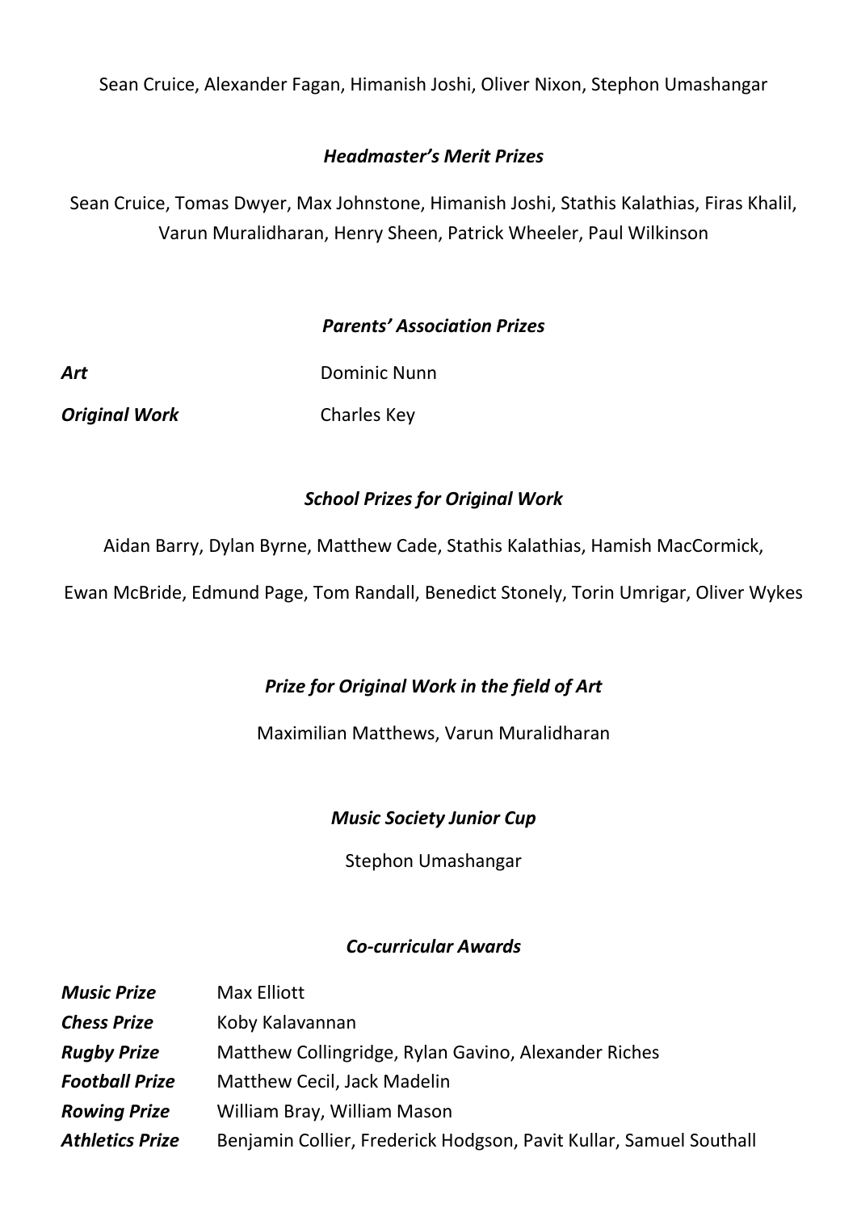Sean Cruice, Alexander Fagan, Himanish Joshi, Oliver Nixon, Stephon Umashangar

### ***Headmaster's Merit Prizes***

Sean Cruice, Tomas Dwyer, Max Johnstone, Himanish Joshi, Stathis Kalathias, Firas Khalil, Varun Muralidharan, Henry Sheen, Patrick Wheeler, Paul Wilkinson

### ***Parents' Association Prizes***

***Art*** Dominic Nunn

***Original Work*** Charles Key

### ***School Prizes for Original Work***

Aidan Barry, Dylan Byrne, Matthew Cade, Stathis Kalathias, Hamish MacCormick,

Ewan McBride, Edmund Page, Tom Randall, Benedict Stonely, Torin Umrigar, Oliver Wykes

### ***Prize for Original Work in the field of Art***

Maximilian Matthews, Varun Muralidharan

### ***Music Society Junior Cup***

Stephon Umashangar

### ***Co-curricular Awards***

***Music Prize*** Max Elliott

***Chess Prize*** Koby Kalavannan

***Rugby Prize*** Matthew Collingridge, Rylan Gavino, Alexander Riches

***Football Prize*** Matthew Cecil, Jack Madelin

***Rowing Prize*** William Bray, William Mason

***Athletics Prize*** Benjamin Collier, Frederick Hodgson, Pavit Kullar, Samuel Southall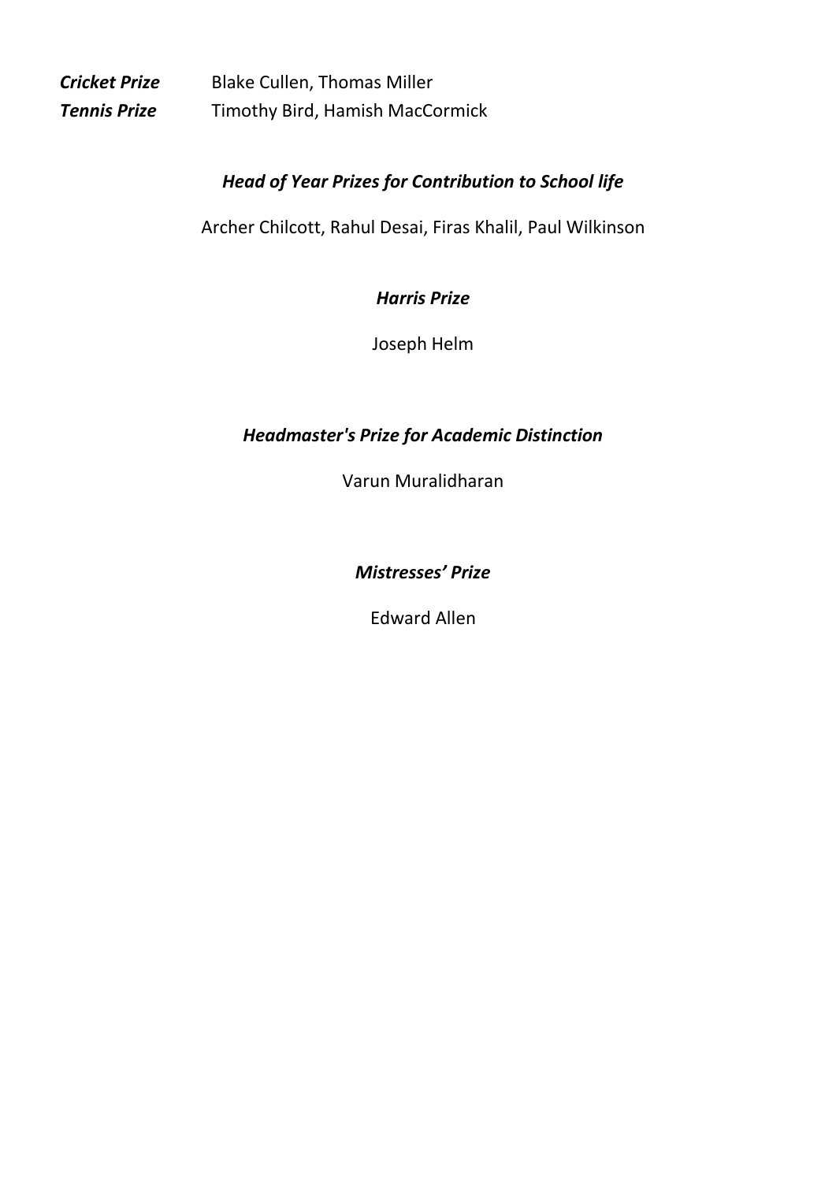***Cricket Prize*** Blake Cullen, Thomas Miller

***Tennis Prize*** Timothy Bird, Hamish MacCormick

***Head of Year Prizes for Contribution to School life***

Archer Chilcott, Rahul Desai, Firas Khalil, Paul Wilkinson

***Harris Prize***

Joseph Helm

***Headmaster's Prize for Academic Distinction***

Varun Muralidharan

***Mistresses' Prize***

Edward Allen